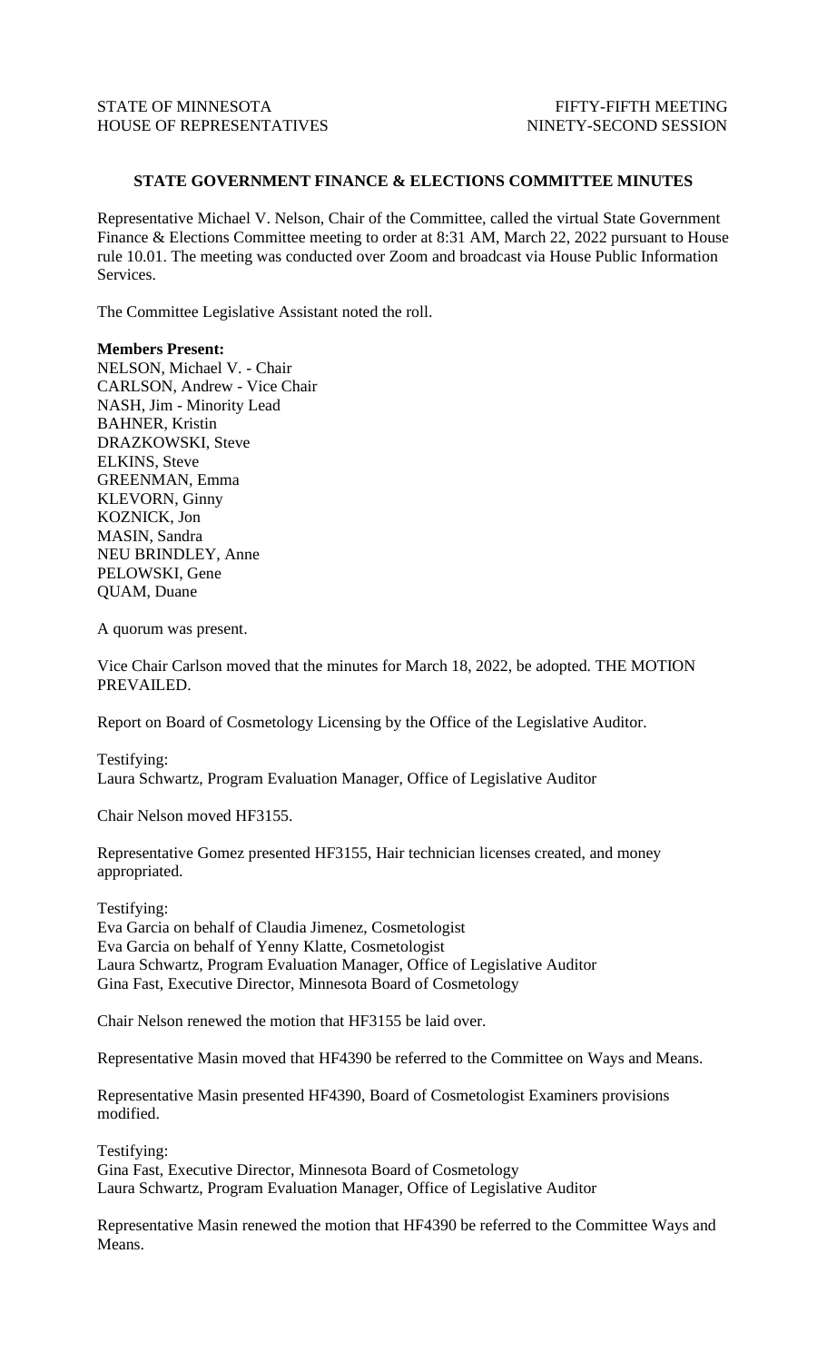STATE OF MINNESOTA FIFTY-FIFTH MEETING
HOUSE OF REPRESENTATIVES NINETY-SECOND SESSION

## STATE GOVERNMENT FINANCE & ELECTIONS COMMITTEE MINUTES

Representative Michael V. Nelson, Chair of the Committee, called the virtual State Government Finance & Elections Committee meeting to order at 8:31 AM, March 22, 2022 pursuant to House rule 10.01. The meeting was conducted over Zoom and broadcast via House Public Information Services.

The Committee Legislative Assistant noted the roll.

**Members Present:**
NELSON, Michael V. - Chair
CARLSON, Andrew - Vice Chair
NASH, Jim - Minority Lead
BAHNER, Kristin
DRAZKOWSKI, Steve
ELKINS, Steve
GREENMAN, Emma
KLEVORN, Ginny
KOZNICK, Jon
MASIN, Sandra
NEU BRINDLEY, Anne
PELOWSKI, Gene
QUAM, Duane

A quorum was present.

Vice Chair Carlson moved that the minutes for March 18, 2022, be adopted. THE MOTION PREVAILED.

Report on Board of Cosmetology Licensing by the Office of the Legislative Auditor.

Testifying:
Laura Schwartz, Program Evaluation Manager, Office of Legislative Auditor

Chair Nelson moved HF3155.

Representative Gomez presented HF3155, Hair technician licenses created, and money appropriated.

Testifying:
Eva Garcia on behalf of Claudia Jimenez, Cosmetologist
Eva Garcia on behalf of Yenny Klatte, Cosmetologist
Laura Schwartz, Program Evaluation Manager, Office of Legislative Auditor
Gina Fast, Executive Director, Minnesota Board of Cosmetology

Chair Nelson renewed the motion that HF3155 be laid over.

Representative Masin moved that HF4390 be referred to the Committee on Ways and Means.

Representative Masin presented HF4390, Board of Cosmetologist Examiners provisions modified.

Testifying:
Gina Fast, Executive Director, Minnesota Board of Cosmetology
Laura Schwartz, Program Evaluation Manager, Office of Legislative Auditor

Representative Masin renewed the motion that HF4390 be referred to the Committee Ways and Means.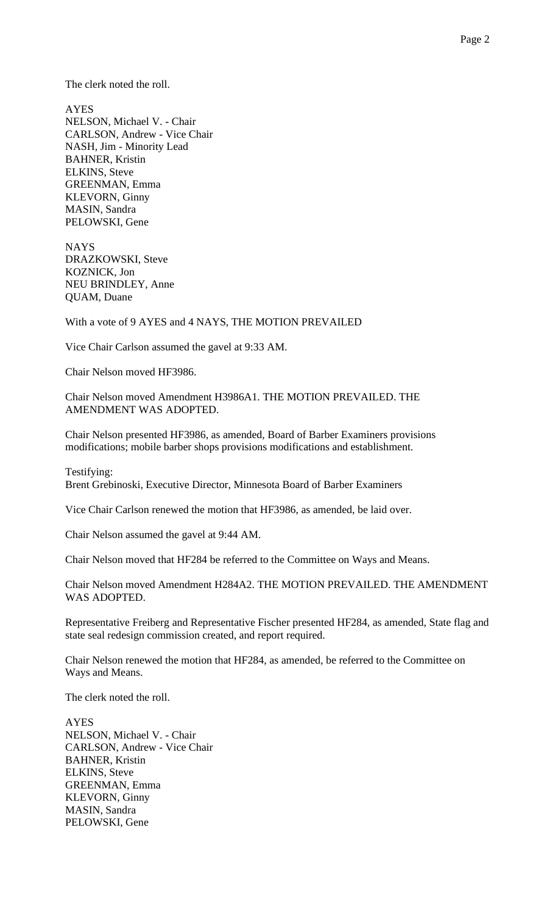The clerk noted the roll.

AYES
NELSON, Michael V. - Chair
CARLSON, Andrew - Vice Chair
NASH, Jim - Minority Lead
BAHNER, Kristin
ELKINS, Steve
GREENMAN, Emma
KLEVORN, Ginny
MASIN, Sandra
PELOWSKI, Gene

NAYS
DRAZKOWSKI, Steve
KOZNICK, Jon
NEU BRINDLEY, Anne
QUAM, Duane

With a vote of 9 AYES and 4 NAYS, THE MOTION PREVAILED

Vice Chair Carlson assumed the gavel at 9:33 AM.

Chair Nelson moved HF3986.

Chair Nelson moved Amendment H3986A1. THE MOTION PREVAILED. THE AMENDMENT WAS ADOPTED.

Chair Nelson presented HF3986, as amended, Board of Barber Examiners provisions modifications; mobile barber shops provisions modifications and establishment.

Testifying:
Brent Grebinoski, Executive Director, Minnesota Board of Barber Examiners

Vice Chair Carlson renewed the motion that HF3986, as amended, be laid over.

Chair Nelson assumed the gavel at 9:44 AM.

Chair Nelson moved that HF284 be referred to the Committee on Ways and Means.

Chair Nelson moved Amendment H284A2. THE MOTION PREVAILED. THE AMENDMENT WAS ADOPTED.

Representative Freiberg and Representative Fischer presented HF284, as amended, State flag and state seal redesign commission created, and report required.

Chair Nelson renewed the motion that HF284, as amended, be referred to the Committee on Ways and Means.

The clerk noted the roll.

AYES
NELSON, Michael V. - Chair
CARLSON, Andrew - Vice Chair
BAHNER, Kristin
ELKINS, Steve
GREENMAN, Emma
KLEVORN, Ginny
MASIN, Sandra
PELOWSKI, Gene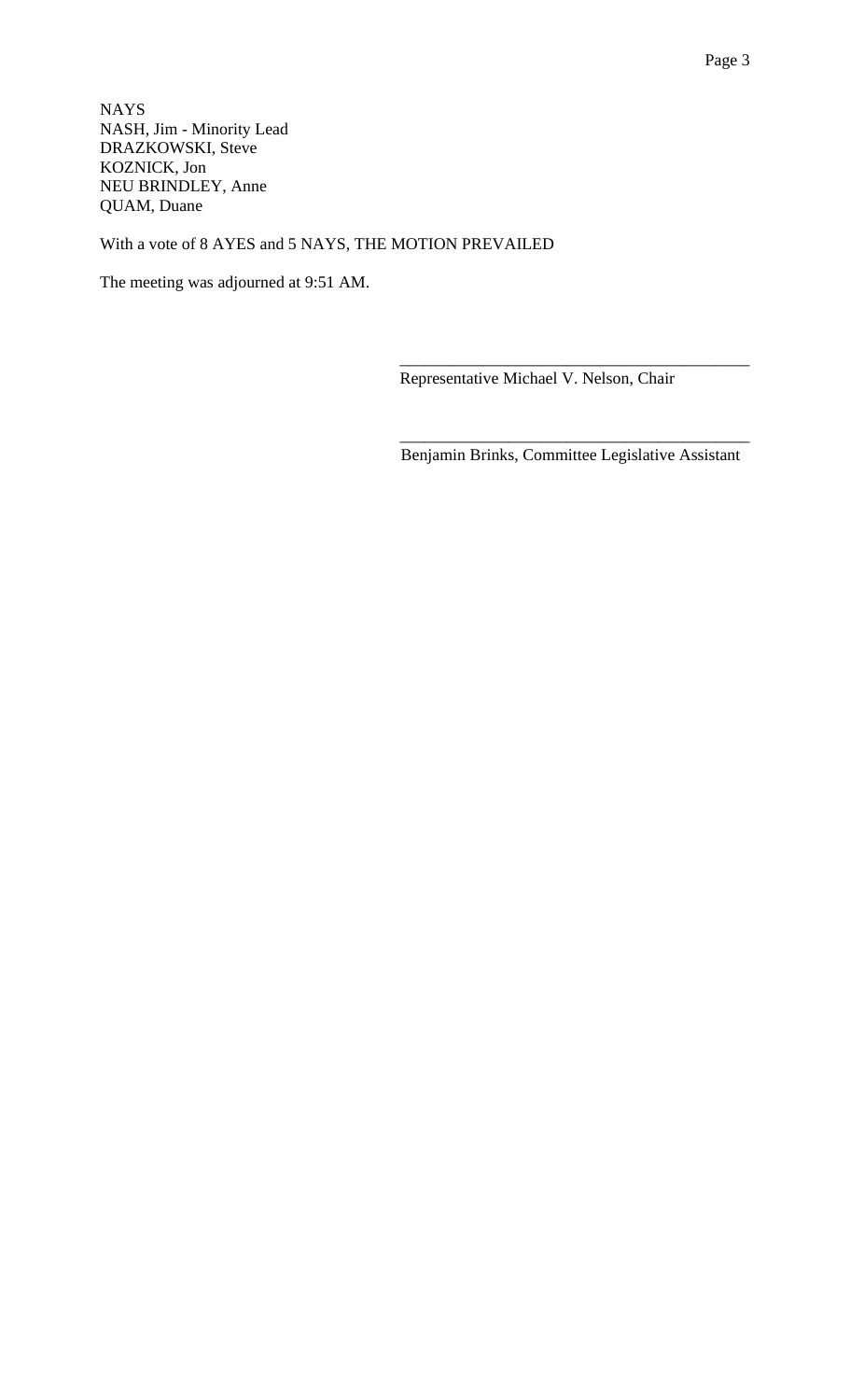NAYS
NASH, Jim - Minority Lead
DRAZKOWSKI, Steve
KOZNICK, Jon
NEU BRINDLEY, Anne
QUAM, Duane

With a vote of 8 AYES and 5 NAYS, THE MOTION PREVAILED

The meeting was adjourned at 9:51 AM.

\_\_\_\_\_\_\_\_\_\_\_\_\_\_\_\_\_\_\_\_\_\_\_\_\_\_\_\_\_\_\_\_\_\_\_\_\_\_\_\_\_\_
Representative Michael V. Nelson, Chair

\_\_\_\_\_\_\_\_\_\_\_\_\_\_\_\_\_\_\_\_\_\_\_\_\_\_\_\_\_\_\_\_\_\_\_\_\_\_\_\_\_\_
Benjamin Brinks, Committee Legislative Assistant